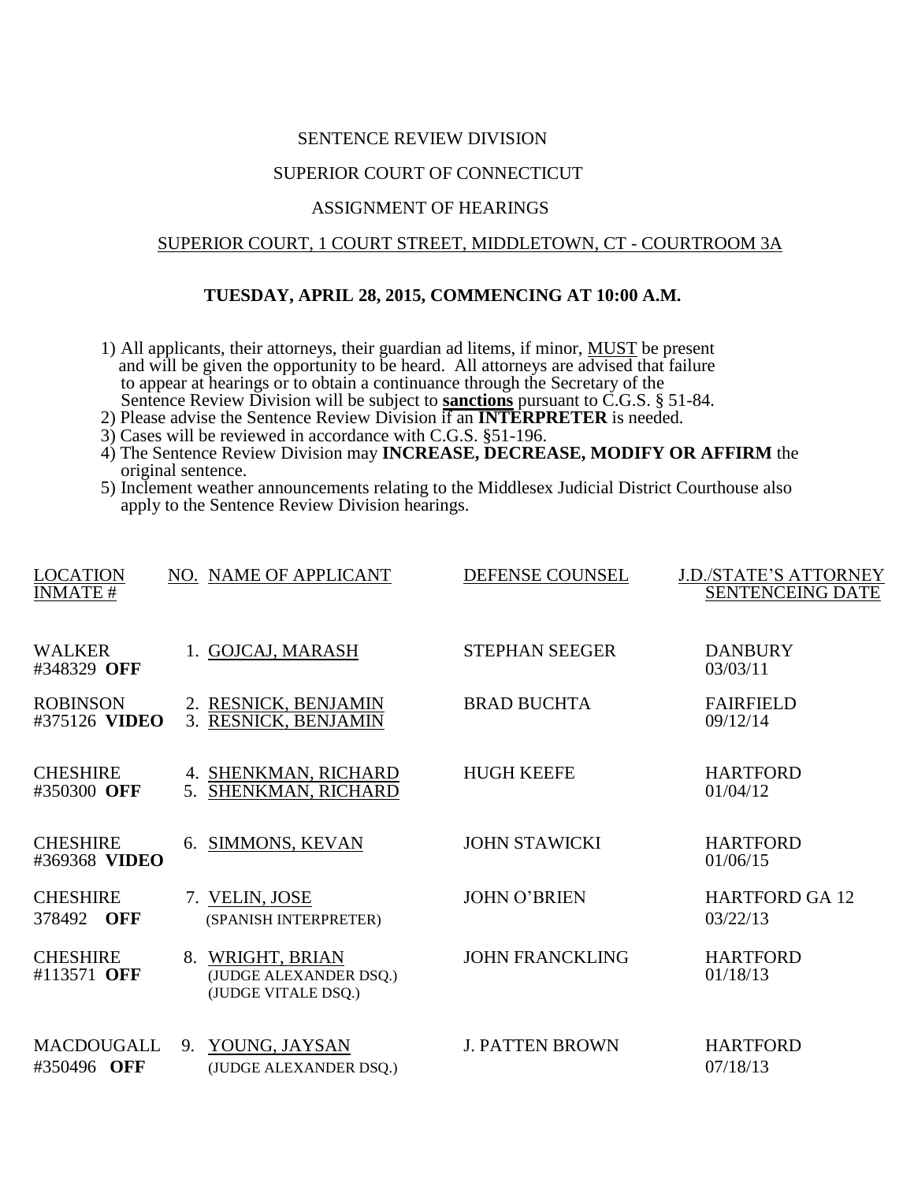SENTENCE REVIEW DIVISION

SUPERIOR COURT OF CONNECTICUT

ASSIGNMENT OF HEARINGS

SUPERIOR COURT, 1 COURT STREET, MIDDLETOWN, CT - COURTROOM 3A

**TUESDAY, APRIL 28, 2015, COMMENCING AT 10:00 A.M.**

1) All applicants, their attorneys, their guardian ad litems, if minor, MUST be present and will be given the opportunity to be heard. All attorneys are advised that failure to appear at hearings or to obtain a continuance through the Secretary of the Sentence Review Division will be subject to **sanctions** pursuant to C.G.S. § 51-84.
2) Please advise the Sentence Review Division if an **INTERPRETER** is needed.
3) Cases will be reviewed in accordance with C.G.S. §51-196.
4) The Sentence Review Division may **INCREASE, DECREASE, MODIFY OR AFFIRM** the original sentence.
5) Inclement weather announcements relating to the Middlesex Judicial District Courthouse also apply to the Sentence Review Division hearings.

| LOCATION INMATE # | NO. NAME OF APPLICANT | DEFENSE COUNSEL | J.D./STATE'S ATTORNEY SENTENCEING DATE |
|---|---|---|---|
| WALKER #348329 **OFF** | 1. GOJCAJ, MARASH | STEPHAN SEEGER | DANBURY 03/03/11 |
| ROBINSON #375126 **VIDEO** | 2. RESNICK, BENJAMIN<br>3. RESNICK, BENJAMIN | BRAD BUCHTA | FAIRFIELD 09/12/14 |
| CHESHIRE #350300 **OFF** | 4. SHENKMAN, RICHARD<br>5. SHENKMAN, RICHARD | HUGH KEEFE | HARTFORD 01/04/12 |
| CHESHIRE #369368 **VIDEO** | 6. SIMMONS, KEVAN | JOHN STAWICKI | HARTFORD 01/06/15 |
| CHESHIRE 378492 **OFF** | 7. VELIN, JOSE (SPANISH INTERPRETER) | JOHN O'BRIEN | HARTFORD GA 12 03/22/13 |
| CHESHIRE #113571 **OFF** | 8. WRIGHT, BRIAN (JUDGE ALEXANDER DSQ.) (JUDGE VITALE DSQ.) | JOHN FRANCKLING | HARTFORD 01/18/13 |
| MACDOUGALL #350496 **OFF** | 9. YOUNG, JAYSAN (JUDGE ALEXANDER DSQ.) | J. PATTEN BROWN | HARTFORD 07/18/13 |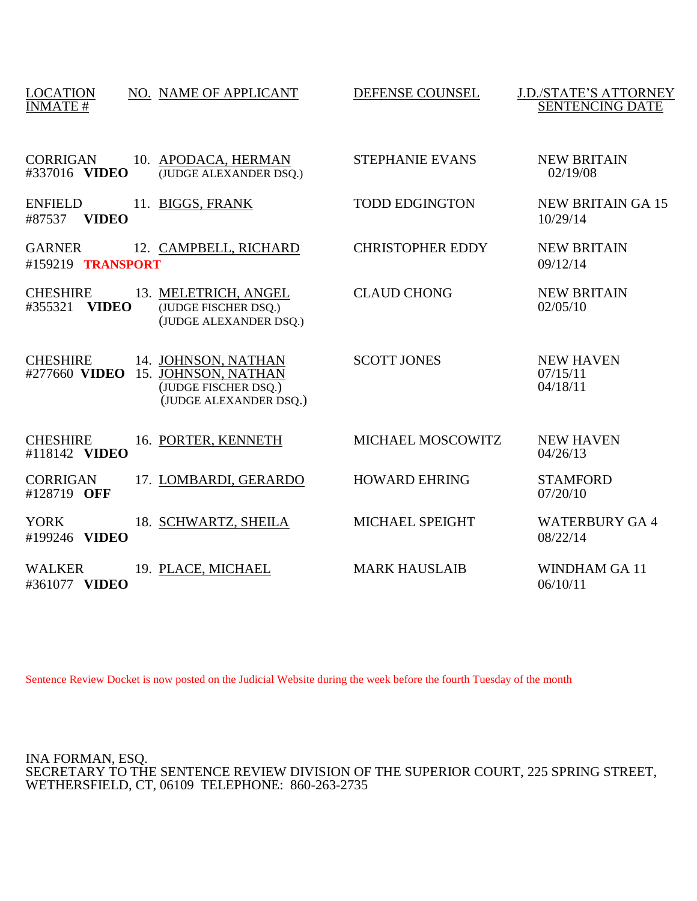| LOCATION INMATE # | NO. | NAME OF APPLICANT | DEFENSE COUNSEL | J.D./STATE'S ATTORNEY SENTENCING DATE |
|---|---|---|---|---|
| CORRIGAN #337016 **VIDEO** | 10. | APODACA, HERMAN (JUDGE ALEXANDER DSQ.) | STEPHANIE EVANS | NEW BRITAIN 02/19/08 |
| ENFIELD #87537 **VIDEO** | 11. | BIGGS, FRANK | TODD EDGINGTON | NEW BRITAIN GA 15 10/29/14 |
| GARNER #159219 **TRANSPORT** | 12. | CAMPBELL, RICHARD | CHRISTOPHER EDDY | NEW BRITAIN 09/12/14 |
| CHESHIRE #355321 **VIDEO** | 13. | MELETRICH, ANGEL (JUDGE FISCHER DSQ.) (JUDGE ALEXANDER DSQ.) | CLAUD CHONG | NEW BRITAIN 02/05/10 |
| CHESHIRE #277660 **VIDEO** | 14. 15. | JOHNSON, NATHAN JOHNSON, NATHAN (JUDGE FISCHER DSQ.) (JUDGE ALEXANDER DSQ.) | SCOTT JONES | NEW HAVEN 07/15/11 04/18/11 |
| CHESHIRE #118142 **VIDEO** | 16. | PORTER, KENNETH | MICHAEL MOSCOWITZ | NEW HAVEN 04/26/13 |
| CORRIGAN #128719 **OFF** | 17. | LOMBARDI, GERARDO | HOWARD EHRING | STAMFORD 07/20/10 |
| YORK #199246 **VIDEO** | 18. | SCHWARTZ, SHEILA | MICHAEL SPEIGHT | WATERBURY GA 4 08/22/14 |
| WALKER #361077 **VIDEO** | 19. | PLACE, MICHAEL | MARK HAUSLAIB | WINDHAM GA 11 06/10/11 |

Sentence Review Docket is now posted on the Judicial Website during the week before the fourth Tuesday of the month

INA FORMAN, ESQ.
SECRETARY TO THE SENTENCE REVIEW DIVISION OF THE SUPERIOR COURT, 225 SPRING STREET, WETHERSFIELD, CT, 06109 TELEPHONE: 860-263-2735